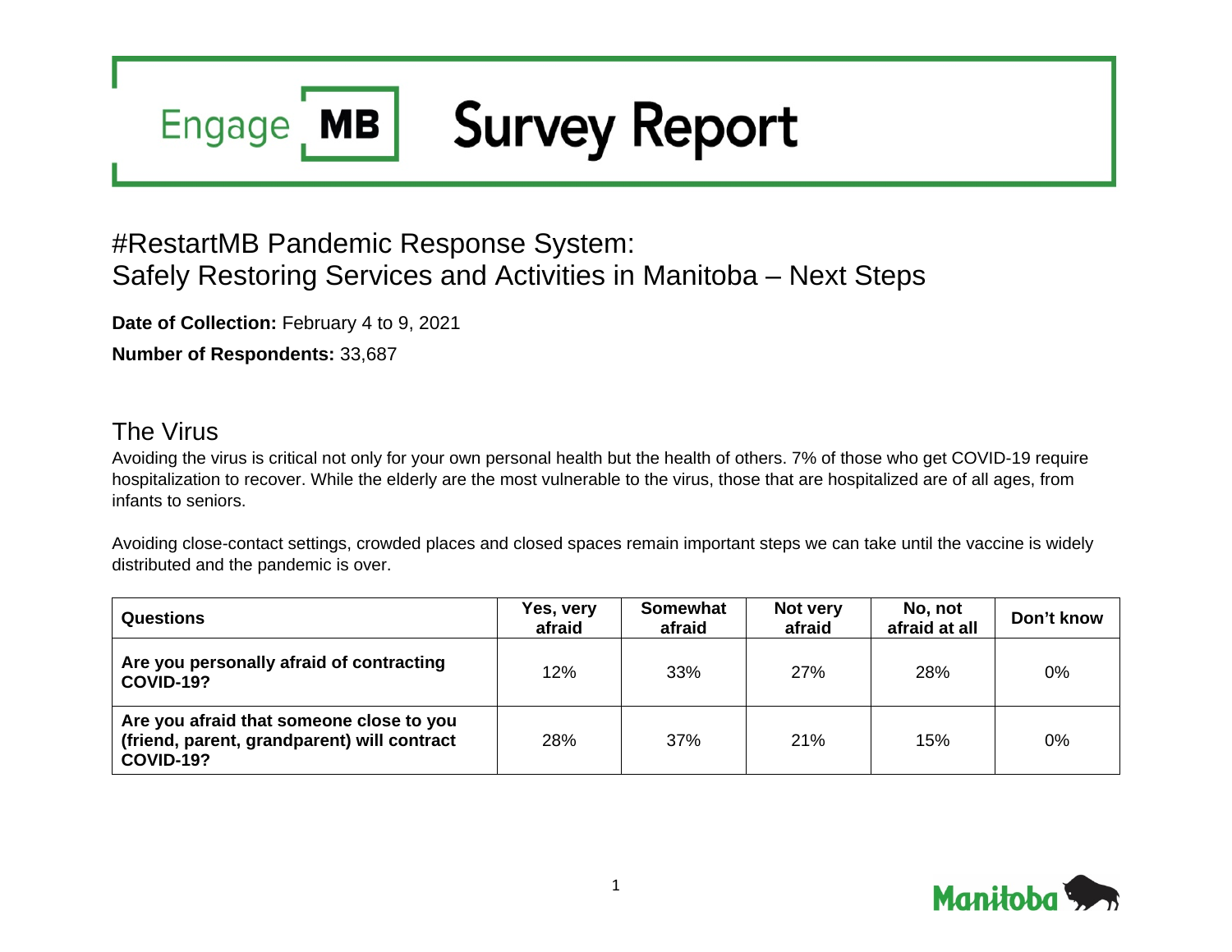# Engage MB Survey Report

## #RestartMB Pandemic Response System: Safely Restoring Services and Activities in Manitoba – Next Steps

**Date of Collection:** February 4 to 9, 2021

**Number of Respondents:** 33,687

## The Virus

Avoiding the virus is critical not only for your own personal health but the health of others. 7% of those who get COVID-19 require hospitalization to recover. While the elderly are the most vulnerable to the virus, those that are hospitalized are of all ages, from infants to seniors.

Avoiding close-contact settings, crowded places and closed spaces remain important steps we can take until the vaccine is widely distributed and the pandemic is over.

| Questions | Yes, very afraid | Somewhat afraid | Not very afraid | No, not afraid at all | Don't know |
|---|---|---|---|---|---|
| **Are you personally afraid of contracting COVID-19?** | 12% | 33% | 27% | 28% | 0% |
| **Are you afraid that someone close to you (friend, parent, grandparent) will contract COVID-19?** | 28% | 37% | 21% | 15% | 0% |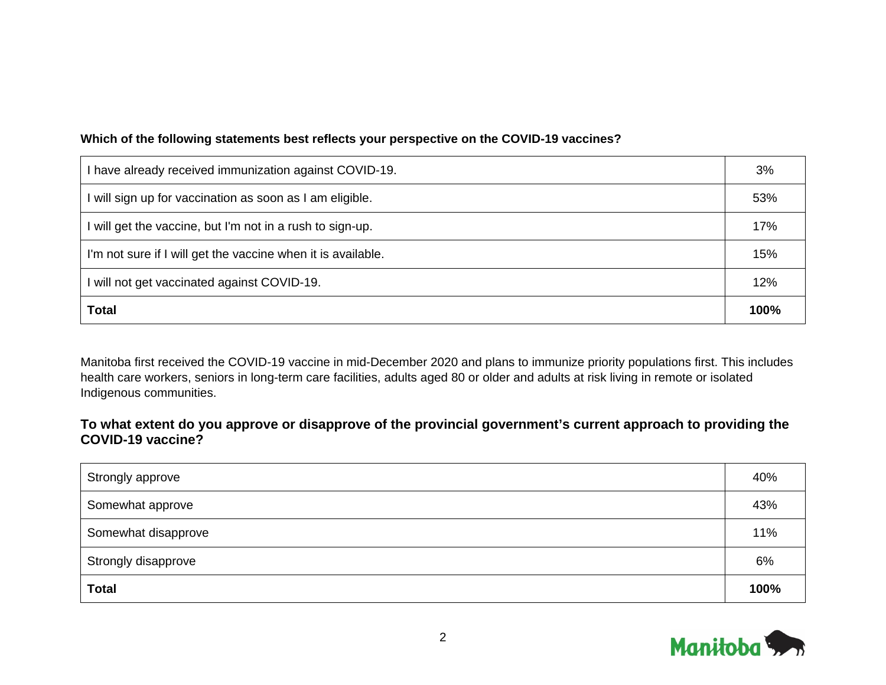**Which of the following statements best reflects your perspective on the COVID-19 vaccines?**

| | |
|---|---|
| I have already received immunization against COVID-19. | 3% |
| I will sign up for vaccination as soon as I am eligible. | 53% |
| I will get the vaccine, but I'm not in a rush to sign-up. | 17% |
| I'm not sure if I will get the vaccine when it is available. | 15% |
| I will not get vaccinated against COVID-19. | 12% |
| **Total** | **100%** |

Manitoba first received the COVID-19 vaccine in mid-December 2020 and plans to immunize priority populations first. This includes health care workers, seniors in long-term care facilities, adults aged 80 or older and adults at risk living in remote or isolated Indigenous communities.

### To what extent do you approve or disapprove of the provincial government's current approach to providing the COVID-19 vaccine?

| | |
|---|---|
| Strongly approve | 40% |
| Somewhat approve | 43% |
| Somewhat disapprove | 11% |
| Strongly disapprove | 6% |
| **Total** | **100%** |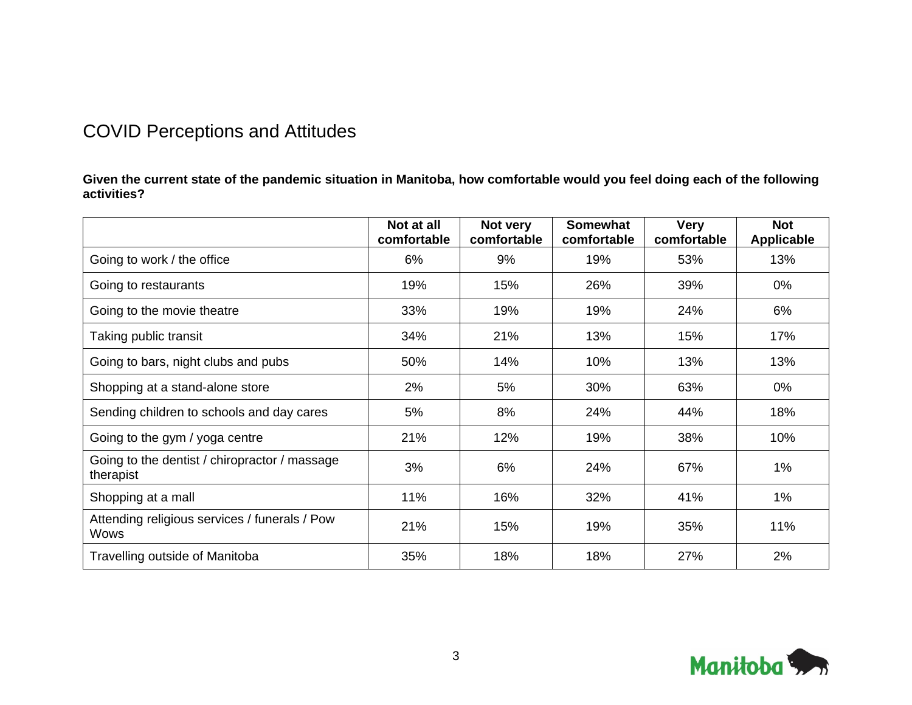## COVID Perceptions and Attitudes

**Given the current state of the pandemic situation in Manitoba, how comfortable would you feel doing each of the following activities?**

| | Not at all comfortable | Not very comfortable | Somewhat comfortable | Very comfortable | Not Applicable |
|---|---|---|---|---|---|
| Going to work / the office | 6% | 9% | 19% | 53% | 13% |
| Going to restaurants | 19% | 15% | 26% | 39% | 0% |
| Going to the movie theatre | 33% | 19% | 19% | 24% | 6% |
| Taking public transit | 34% | 21% | 13% | 15% | 17% |
| Going to bars, night clubs and pubs | 50% | 14% | 10% | 13% | 13% |
| Shopping at a stand-alone store | 2% | 5% | 30% | 63% | 0% |
| Sending children to schools and day cares | 5% | 8% | 24% | 44% | 18% |
| Going to the gym / yoga centre | 21% | 12% | 19% | 38% | 10% |
| Going to the dentist / chiropractor / massage therapist | 3% | 6% | 24% | 67% | 1% |
| Shopping at a mall | 11% | 16% | 32% | 41% | 1% |
| Attending religious services / funerals / Pow Wows | 21% | 15% | 19% | 35% | 11% |
| Travelling outside of Manitoba | 35% | 18% | 18% | 27% | 2% |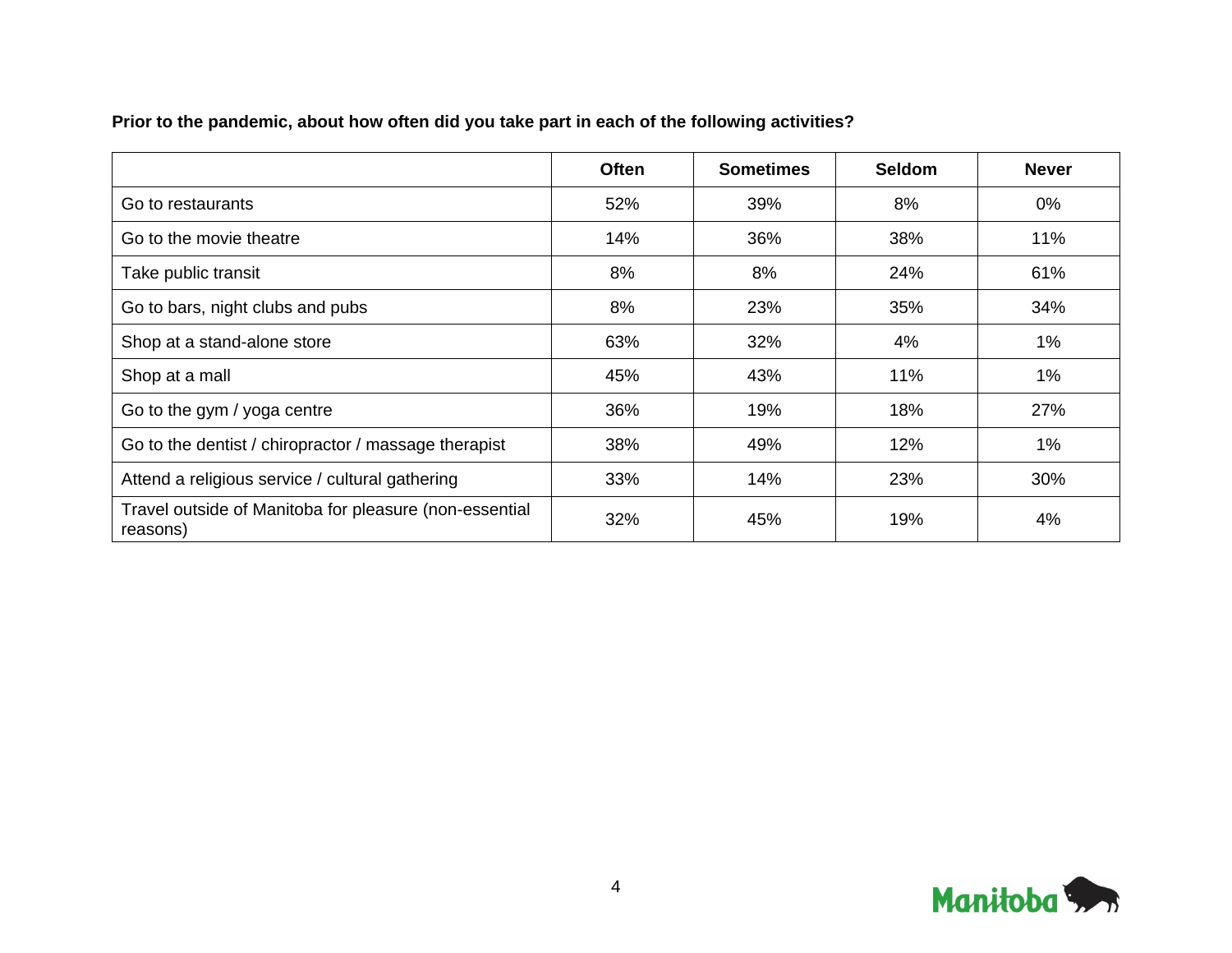**Prior to the pandemic, about how often did you take part in each of the following activities?**

| | Often | Sometimes | Seldom | Never |
|---|---|---|---|---|
| Go to restaurants | 52% | 39% | 8% | 0% |
| Go to the movie theatre | 14% | 36% | 38% | 11% |
| Take public transit | 8% | 8% | 24% | 61% |
| Go to bars, night clubs and pubs | 8% | 23% | 35% | 34% |
| Shop at a stand-alone store | 63% | 32% | 4% | 1% |
| Shop at a mall | 45% | 43% | 11% | 1% |
| Go to the gym / yoga centre | 36% | 19% | 18% | 27% |
| Go to the dentist / chiropractor / massage therapist | 38% | 49% | 12% | 1% |
| Attend a religious service / cultural gathering | 33% | 14% | 23% | 30% |
| Travel outside of Manitoba for pleasure (non-essential reasons) | 32% | 45% | 19% | 4% |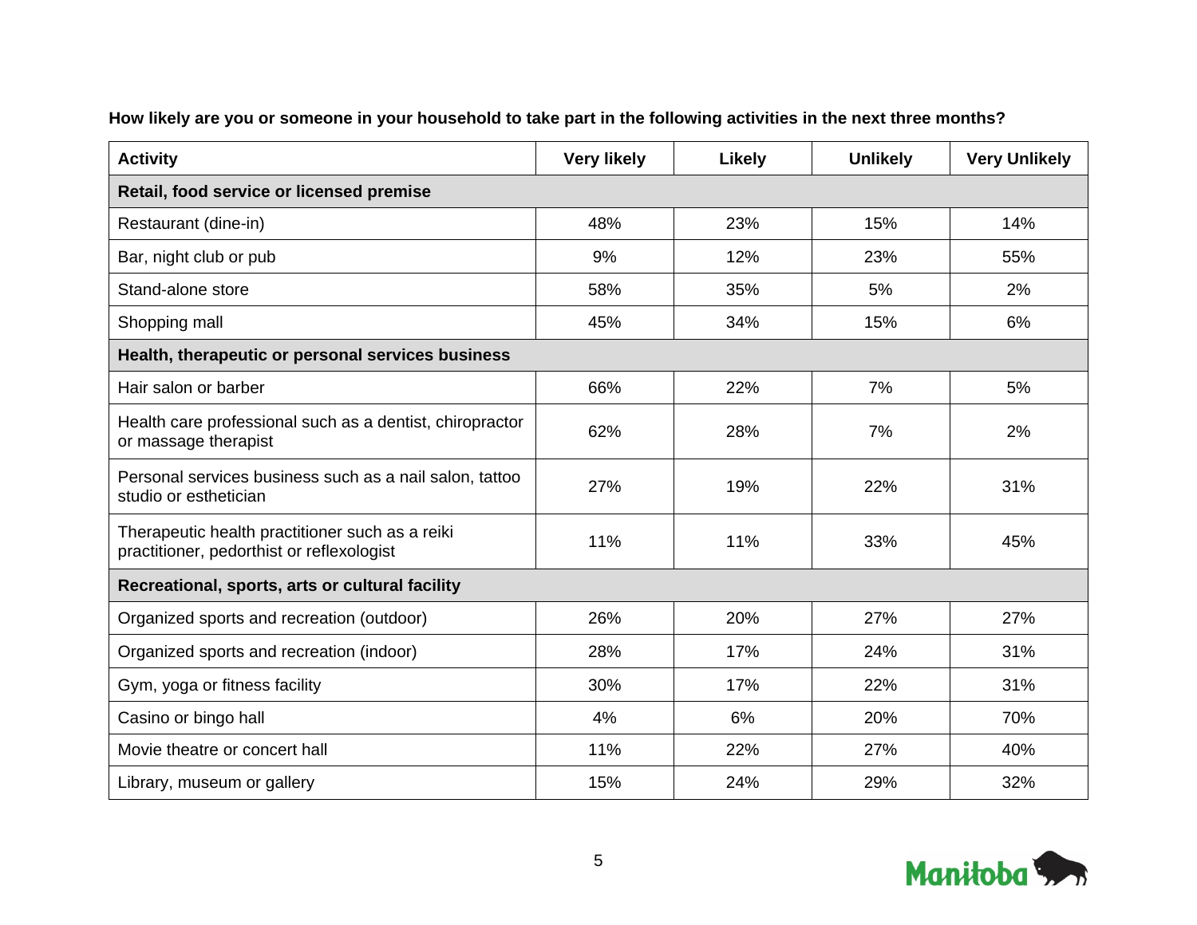**How likely are you or someone in your household to take part in the following activities in the next three months?**

| Activity | Very likely | Likely | Unlikely | Very Unlikely |
|---|---|---|---|---|
| **Retail, food service or licensed premise** | | | | |
| Restaurant (dine-in) | 48% | 23% | 15% | 14% |
| Bar, night club or pub | 9% | 12% | 23% | 55% |
| Stand-alone store | 58% | 35% | 5% | 2% |
| Shopping mall | 45% | 34% | 15% | 6% |
| **Health, therapeutic or personal services business** | | | | |
| Hair salon or barber | 66% | 22% | 7% | 5% |
| Health care professional such as a dentist, chiropractor or massage therapist | 62% | 28% | 7% | 2% |
| Personal services business such as a nail salon, tattoo studio or esthetician | 27% | 19% | 22% | 31% |
| Therapeutic health practitioner such as a reiki practitioner, pedorthist or reflexologist | 11% | 11% | 33% | 45% |
| **Recreational, sports, arts or cultural facility** | | | | |
| Organized sports and recreation (outdoor) | 26% | 20% | 27% | 27% |
| Organized sports and recreation (indoor) | 28% | 17% | 24% | 31% |
| Gym, yoga or fitness facility | 30% | 17% | 22% | 31% |
| Casino or bingo hall | 4% | 6% | 20% | 70% |
| Movie theatre or concert hall | 11% | 22% | 27% | 40% |
| Library, museum or gallery | 15% | 24% | 29% | 32% |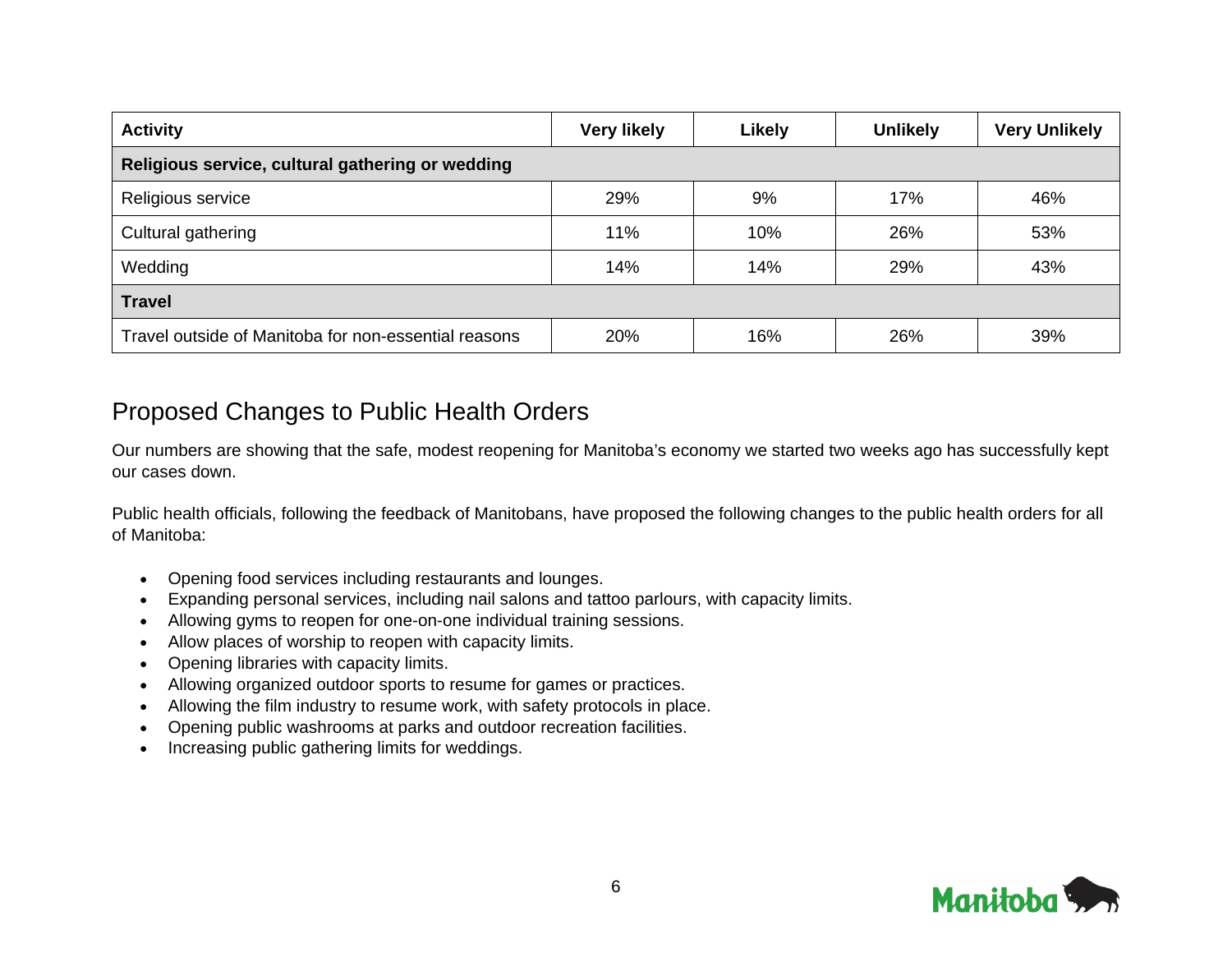| Activity | Very likely | Likely | Unlikely | Very Unlikely |
|---|---|---|---|---|
| **Religious service, cultural gathering or wedding** | | | | |
| Religious service | 29% | 9% | 17% | 46% |
| Cultural gathering | 11% | 10% | 26% | 53% |
| Wedding | 14% | 14% | 29% | 43% |
| **Travel** | | | | |
| Travel outside of Manitoba for non-essential reasons | 20% | 16% | 26% | 39% |

## Proposed Changes to Public Health Orders

Our numbers are showing that the safe, modest reopening for Manitoba's economy we started two weeks ago has successfully kept our cases down.

Public health officials, following the feedback of Manitobans, have proposed the following changes to the public health orders for all of Manitoba:

- Opening food services including restaurants and lounges.
- Expanding personal services, including nail salons and tattoo parlours, with capacity limits.
- Allowing gyms to reopen for one-on-one individual training sessions.
- Allow places of worship to reopen with capacity limits.
- Opening libraries with capacity limits.
- Allowing organized outdoor sports to resume for games or practices.
- Allowing the film industry to resume work, with safety protocols in place.
- Opening public washrooms at parks and outdoor recreation facilities.
- Increasing public gathering limits for weddings.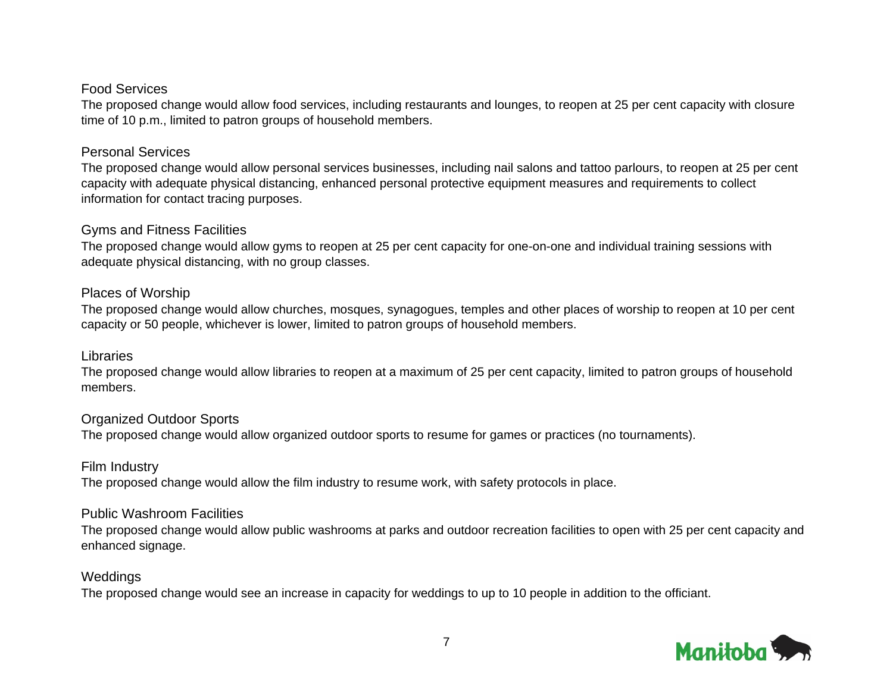### Food Services

The proposed change would allow food services, including restaurants and lounges, to reopen at 25 per cent capacity with closure time of 10 p.m., limited to patron groups of household members.

### Personal Services

The proposed change would allow personal services businesses, including nail salons and tattoo parlours, to reopen at 25 per cent capacity with adequate physical distancing, enhanced personal protective equipment measures and requirements to collect information for contact tracing purposes.

### Gyms and Fitness Facilities

The proposed change would allow gyms to reopen at 25 per cent capacity for one-on-one and individual training sessions with adequate physical distancing, with no group classes.

### Places of Worship

The proposed change would allow churches, mosques, synagogues, temples and other places of worship to reopen at 10 per cent capacity or 50 people, whichever is lower, limited to patron groups of household members.

### Libraries

The proposed change would allow libraries to reopen at a maximum of 25 per cent capacity, limited to patron groups of household members.

### Organized Outdoor Sports

The proposed change would allow organized outdoor sports to resume for games or practices (no tournaments).

### Film Industry

The proposed change would allow the film industry to resume work, with safety protocols in place.

### Public Washroom Facilities

The proposed change would allow public washrooms at parks and outdoor recreation facilities to open with 25 per cent capacity and enhanced signage.

### Weddings

The proposed change would see an increase in capacity for weddings to up to 10 people in addition to the officiant.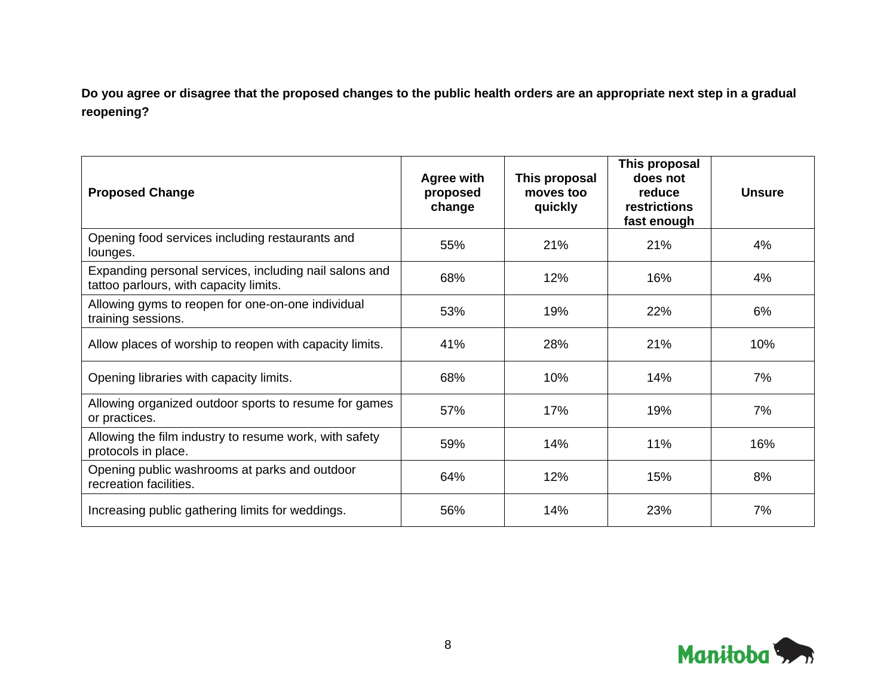**Do you agree or disagree that the proposed changes to the public health orders are an appropriate next step in a gradual reopening?**

| Proposed Change | Agree with proposed change | This proposal moves too quickly | This proposal does not reduce restrictions fast enough | Unsure |
|---|---|---|---|---|
| Opening food services including restaurants and lounges. | 55% | 21% | 21% | 4% |
| Expanding personal services, including nail salons and tattoo parlours, with capacity limits. | 68% | 12% | 16% | 4% |
| Allowing gyms to reopen for one-on-one individual training sessions. | 53% | 19% | 22% | 6% |
| Allow places of worship to reopen with capacity limits. | 41% | 28% | 21% | 10% |
| Opening libraries with capacity limits. | 68% | 10% | 14% | 7% |
| Allowing organized outdoor sports to resume for games or practices. | 57% | 17% | 19% | 7% |
| Allowing the film industry to resume work, with safety protocols in place. | 59% | 14% | 11% | 16% |
| Opening public washrooms at parks and outdoor recreation facilities. | 64% | 12% | 15% | 8% |
| Increasing public gathering limits for weddings. | 56% | 14% | 23% | 7% |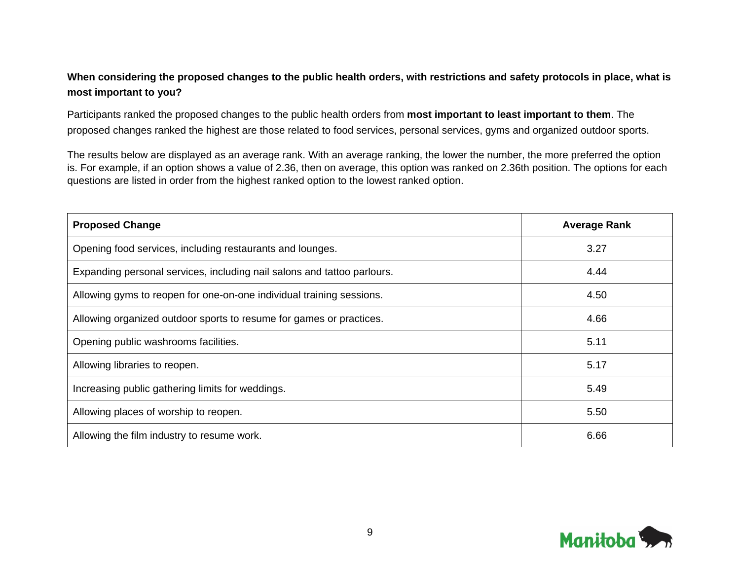**When considering the proposed changes to the public health orders, with restrictions and safety protocols in place, what is most important to you?**

Participants ranked the proposed changes to the public health orders from **most important to least important to them**. The proposed changes ranked the highest are those related to food services, personal services, gyms and organized outdoor sports.

The results below are displayed as an average rank. With an average ranking, the lower the number, the more preferred the option is. For example, if an option shows a value of 2.36, then on average, this option was ranked on 2.36th position. The options for each questions are listed in order from the highest ranked option to the lowest ranked option.

| Proposed Change | Average Rank |
| --- | --- |
| Opening food services, including restaurants and lounges. | 3.27 |
| Expanding personal services, including nail salons and tattoo parlours. | 4.44 |
| Allowing gyms to reopen for one-on-one individual training sessions. | 4.50 |
| Allowing organized outdoor sports to resume for games or practices. | 4.66 |
| Opening public washrooms facilities. | 5.11 |
| Allowing libraries to reopen. | 5.17 |
| Increasing public gathering limits for weddings. | 5.49 |
| Allowing places of worship to reopen. | 5.50 |
| Allowing the film industry to resume work. | 6.66 |